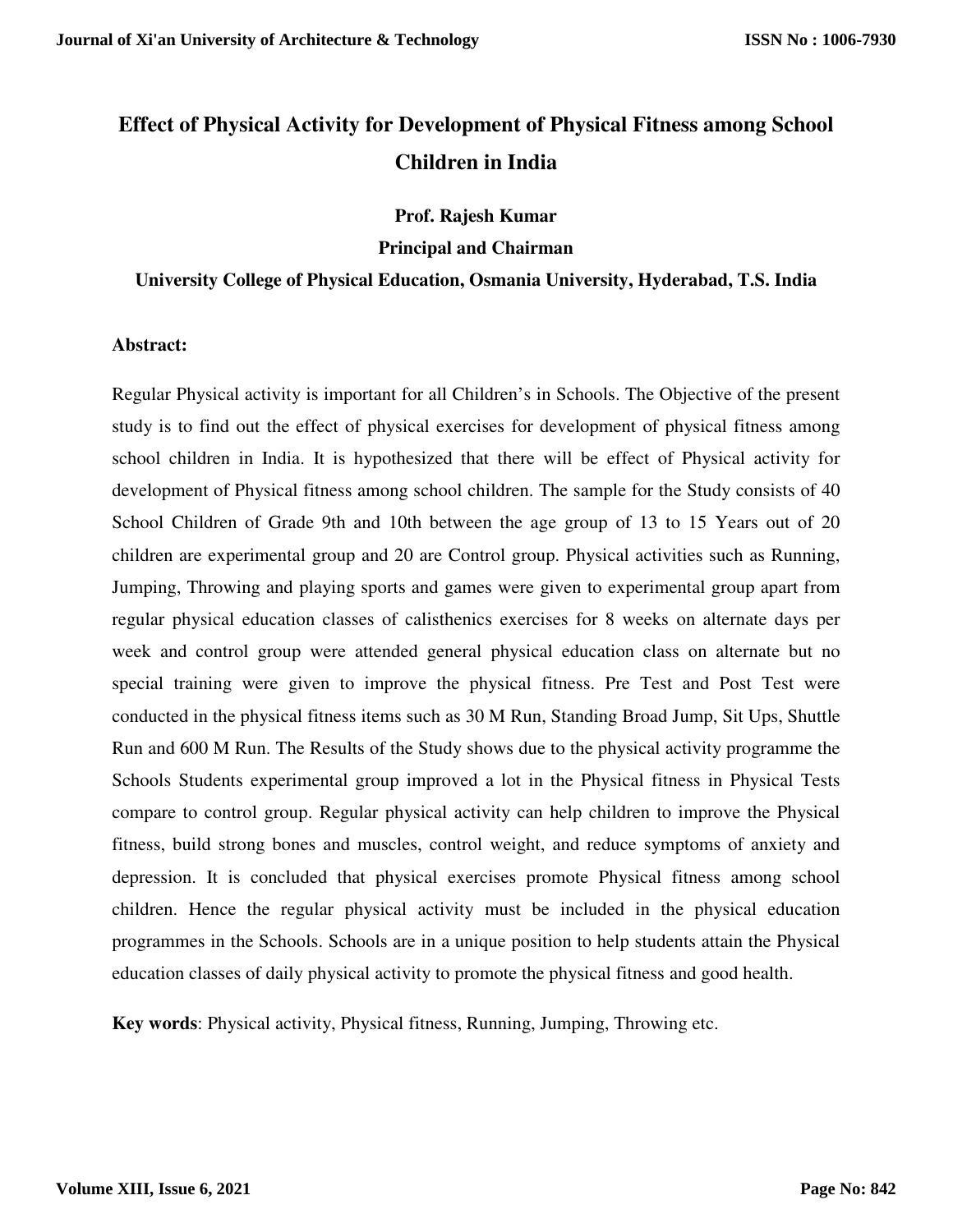# Effect of Physical Activity for Development of Physical Fitness among School Children in India

**Prof. Rajesh Kumar**

**Principal and Chairman**

**University College of Physical Education, Osmania University, Hyderabad, T.S. India**

**Abstract:**

Regular Physical activity is important for all Children's in Schools. The Objective of the present study is to find out the effect of physical exercises for development of physical fitness among school children in India. It is hypothesized that there will be effect of Physical activity for development of Physical fitness among school children. The sample for the Study consists of 40 School Children of Grade 9th and 10th between the age group of 13 to 15 Years out of 20 children are experimental group and 20 are Control group. Physical activities such as Running, Jumping, Throwing and playing sports and games were given to experimental group apart from regular physical education classes of calisthenics exercises for 8 weeks on alternate days per week and control group were attended general physical education class on alternate but no special training were given to improve the physical fitness. Pre Test and Post Test were conducted in the physical fitness items such as 30 M Run, Standing Broad Jump, Sit Ups, Shuttle Run and 600 M Run. The Results of the Study shows due to the physical activity programme the Schools Students experimental group improved a lot in the Physical fitness in Physical Tests compare to control group. Regular physical activity can help children to improve the Physical fitness, build strong bones and muscles, control weight, and reduce symptoms of anxiety and depression. It is concluded that physical exercises promote Physical fitness among school children. Hence the regular physical activity must be included in the physical education programmes in the Schools. Schools are in a unique position to help students attain the Physical education classes of daily physical activity to promote the physical fitness and good health.

**Key words**: Physical activity, Physical fitness, Running, Jumping, Throwing etc.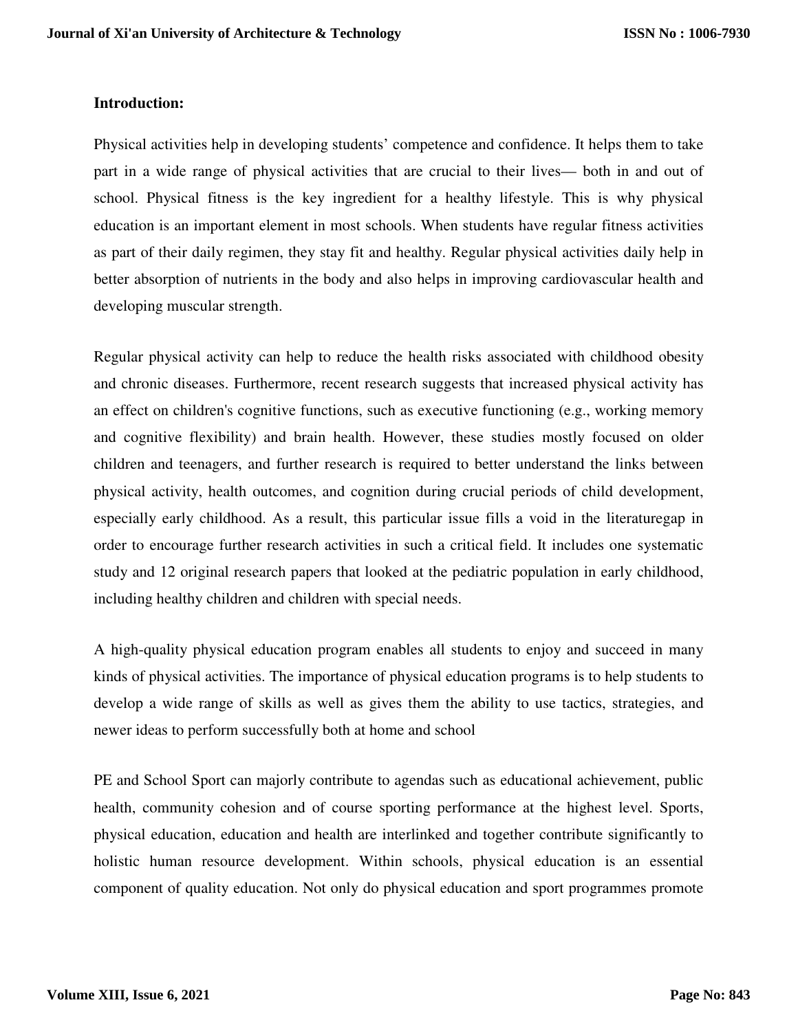## Introduction:

Physical activities help in developing students' competence and confidence. It helps them to take part in a wide range of physical activities that are crucial to their lives— both in and out of school. Physical fitness is the key ingredient for a healthy lifestyle. This is why physical education is an important element in most schools. When students have regular fitness activities as part of their daily regimen, they stay fit and healthy. Regular physical activities daily help in better absorption of nutrients in the body and also helps in improving cardiovascular health and developing muscular strength.

Regular physical activity can help to reduce the health risks associated with childhood obesity and chronic diseases. Furthermore, recent research suggests that increased physical activity has an effect on children's cognitive functions, such as executive functioning (e.g., working memory and cognitive flexibility) and brain health. However, these studies mostly focused on older children and teenagers, and further research is required to better understand the links between physical activity, health outcomes, and cognition during crucial periods of child development, especially early childhood. As a result, this particular issue fills a void in the literaturegap in order to encourage further research activities in such a critical field. It includes one systematic study and 12 original research papers that looked at the pediatric population in early childhood, including healthy children and children with special needs.

A high-quality physical education program enables all students to enjoy and succeed in many kinds of physical activities. The importance of physical education programs is to help students to develop a wide range of skills as well as gives them the ability to use tactics, strategies, and newer ideas to perform successfully both at home and school

PE and School Sport can majorly contribute to agendas such as educational achievement, public health, community cohesion and of course sporting performance at the highest level. Sports, physical education, education and health are interlinked and together contribute significantly to holistic human resource development. Within schools, physical education is an essential component of quality education. Not only do physical education and sport programmes promote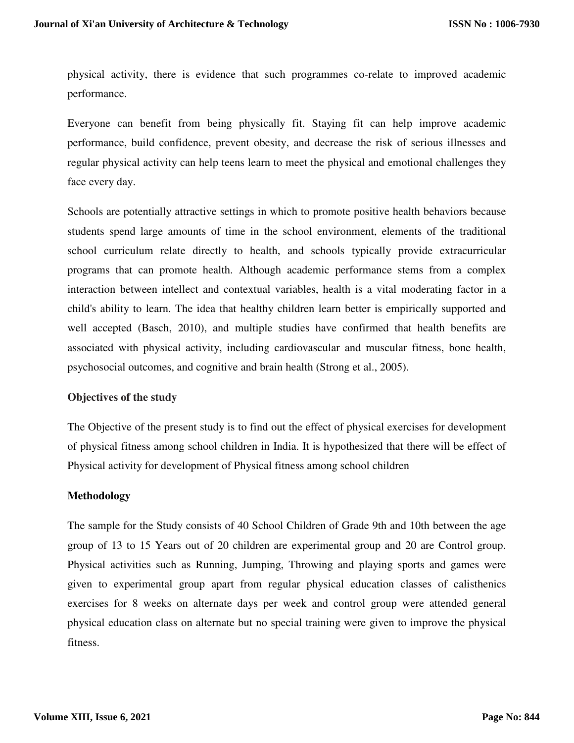physical activity, there is evidence that such programmes co-relate to improved academic performance.

Everyone can benefit from being physically fit. Staying fit can help improve academic performance, build confidence, prevent obesity, and decrease the risk of serious illnesses and regular physical activity can help teens learn to meet the physical and emotional challenges they face every day.

Schools are potentially attractive settings in which to promote positive health behaviors because students spend large amounts of time in the school environment, elements of the traditional school curriculum relate directly to health, and schools typically provide extracurricular programs that can promote health. Although academic performance stems from a complex interaction between intellect and contextual variables, health is a vital moderating factor in a child's ability to learn. The idea that healthy children learn better is empirically supported and well accepted (Basch, 2010), and multiple studies have confirmed that health benefits are associated with physical activity, including cardiovascular and muscular fitness, bone health, psychosocial outcomes, and cognitive and brain health (Strong et al., 2005).

## Objectives of the study

The Objective of the present study is to find out the effect of physical exercises for development of physical fitness among school children in India. It is hypothesized that there will be effect of Physical activity for development of Physical fitness among school children

## Methodology

The sample for the Study consists of 40 School Children of Grade 9th and 10th between the age group of 13 to 15 Years out of 20 children are experimental group and 20 are Control group. Physical activities such as Running, Jumping, Throwing and playing sports and games were given to experimental group apart from regular physical education classes of calisthenics exercises for 8 weeks on alternate days per week and control group were attended general physical education class on alternate but no special training were given to improve the physical fitness.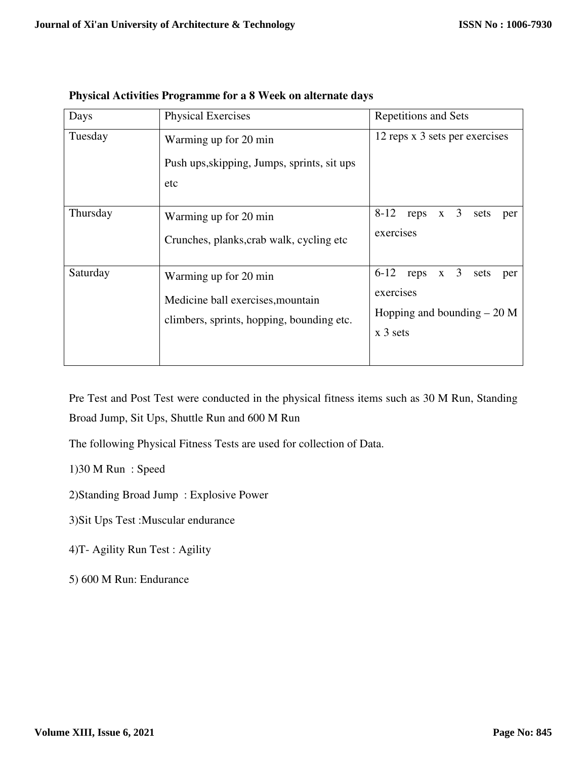**Physical Activities Programme for a 8 Week on alternate days**

| Days | Physical Exercises | Repetitions and Sets |
|---|---|---|
| Tuesday | Warming up for 20 min<br>Push ups,skipping, Jumps, sprints, sit ups etc | 12 reps x 3 sets per exercises |
| Thursday | Warming up for 20 min<br>Crunches, planks,crab walk, cycling etc | 8-12 reps x 3 sets per exercises |
| Saturday | Warming up for 20 min<br>Medicine ball exercises,mountain climbers, sprints, hopping, bounding etc. | 6-12 reps x 3 sets per exercises<br>Hopping and bounding – 20 M x 3 sets |

Pre Test and Post Test were conducted in the physical fitness items such as 30 M Run, Standing Broad Jump, Sit Ups, Shuttle Run and 600 M Run

The following Physical Fitness Tests are used for collection of Data.

1)30 M Run : Speed

2)Standing Broad Jump : Explosive Power

3)Sit Ups Test :Muscular endurance

4)T- Agility Run Test : Agility

5) 600 M Run: Endurance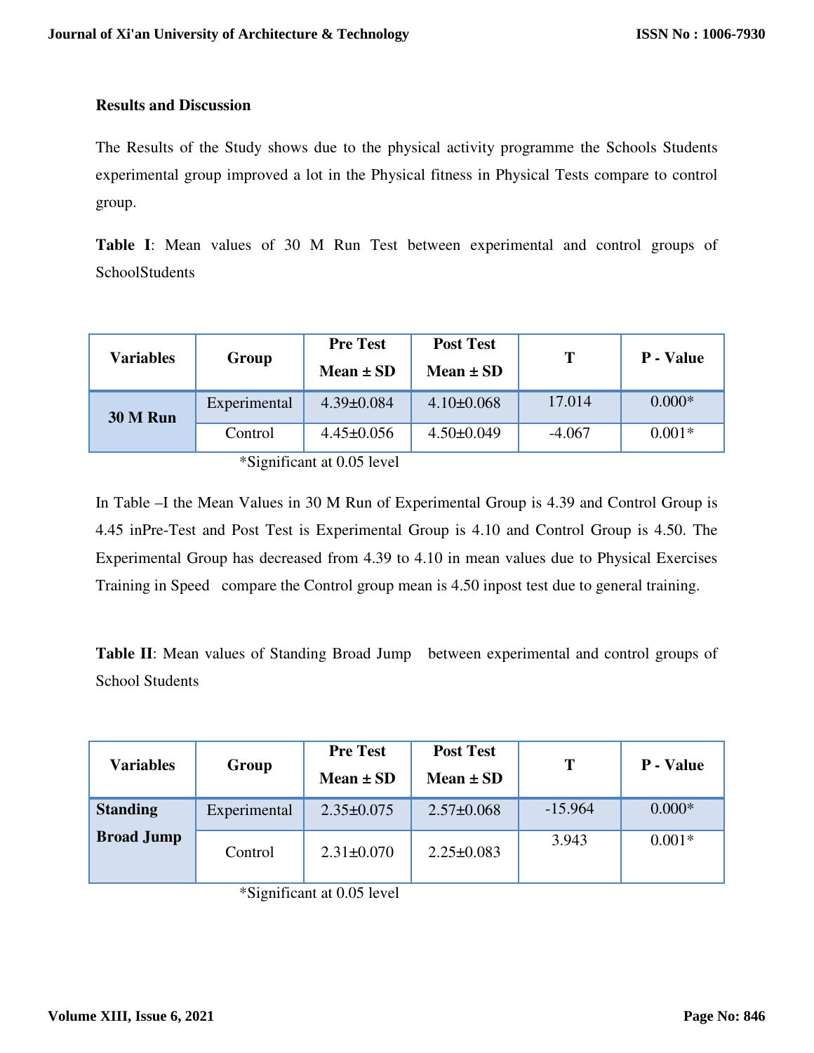## Results and Discussion

The Results of the Study shows due to the physical activity programme the Schools Students experimental group improved a lot in the Physical fitness in Physical Tests compare to control group.

**Table I**: Mean values of 30 M Run Test between experimental and control groups of SchoolStudents

| Variables | Group | Pre Test Mean ± SD | Post Test Mean ± SD | T | P - Value |
|---|---|---|---|---|---|
| **30 M Run** | Experimental | 4.39±0.084 | 4.10±0.068 | 17.014 | 0.000* |
| | Control | 4.45±0.056 | 4.50±0.049 | -4.067 | 0.001* |

*Significant at 0.05 level

In Table –I the Mean Values in 30 M Run of Experimental Group is 4.39 and Control Group is 4.45 inPre-Test and Post Test is Experimental Group is 4.10 and Control Group is 4.50. The Experimental Group has decreased from 4.39 to 4.10 in mean values due to Physical Exercises Training in Speed compare the Control group mean is 4.50 inpost test due to general training.

**Table II**: Mean values of Standing Broad Jump between experimental and control groups of School Students

| Variables | Group | Pre Test Mean ± SD | Post Test Mean ± SD | T | P - Value |
|---|---|---|---|---|---|
| **Standing Broad Jump** | Experimental | 2.35±0.075 | 2.57±0.068 | -15.964 | 0.000* |
| | Control | 2.31±0.070 | 2.25±0.083 | 3.943 | 0.001* |

*Significant at 0.05 level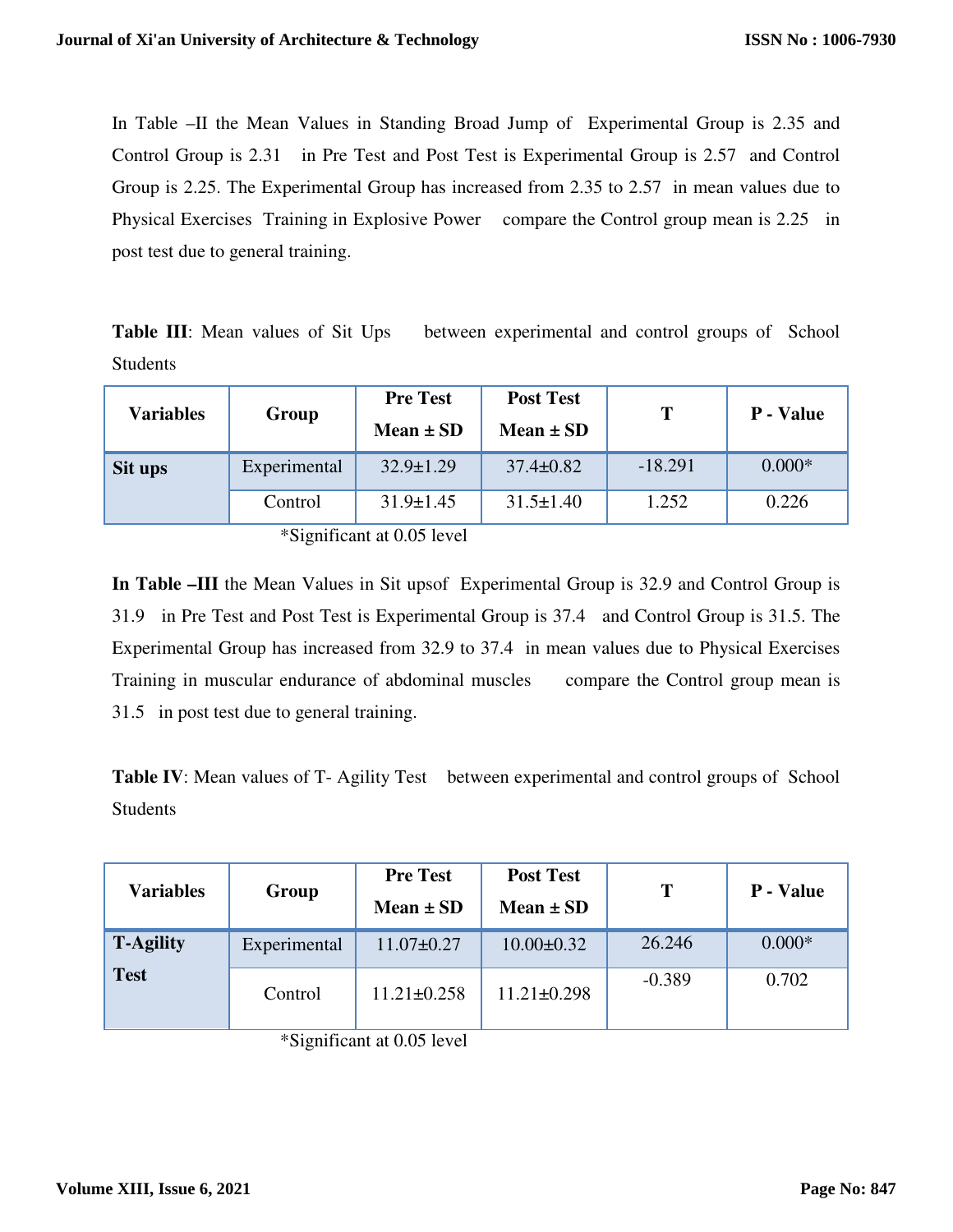In Table –II the Mean Values in Standing Broad Jump of Experimental Group is 2.35 and Control Group is 2.31 in Pre Test and Post Test is Experimental Group is 2.57 and Control Group is 2.25. The Experimental Group has increased from 2.35 to 2.57 in mean values due to Physical Exercises Training in Explosive Power compare the Control group mean is 2.25 in post test due to general training.

**Table III**: Mean values of Sit Ups between experimental and control groups of School Students

| Variables | Group | Pre Test Mean ± SD | Post Test Mean ± SD | T | P - Value |
|---|---|---|---|---|---|
| **Sit ups** | Experimental | 32.9±1.29 | 37.4±0.82 | -18.291 | 0.000* |
| | Control | 31.9±1.45 | 31.5±1.40 | 1.252 | 0.226 |

*Significant at 0.05 level

**In Table –III** the Mean Values in Sit upsof Experimental Group is 32.9 and Control Group is 31.9 in Pre Test and Post Test is Experimental Group is 37.4 and Control Group is 31.5. The Experimental Group has increased from 32.9 to 37.4 in mean values due to Physical Exercises Training in muscular endurance of abdominal muscles compare the Control group mean is 31.5 in post test due to general training.

**Table IV**: Mean values of T- Agility Test between experimental and control groups of School Students

| Variables | Group | Pre Test Mean ± SD | Post Test Mean ± SD | T | P - Value |
|---|---|---|---|---|---|
| **T-Agility Test** | Experimental | 11.07±0.27 | 10.00±0.32 | 26.246 | 0.000* |
| | Control | 11.21±0.258 | 11.21±0.298 | -0.389 | 0.702 |

*Significant at 0.05 level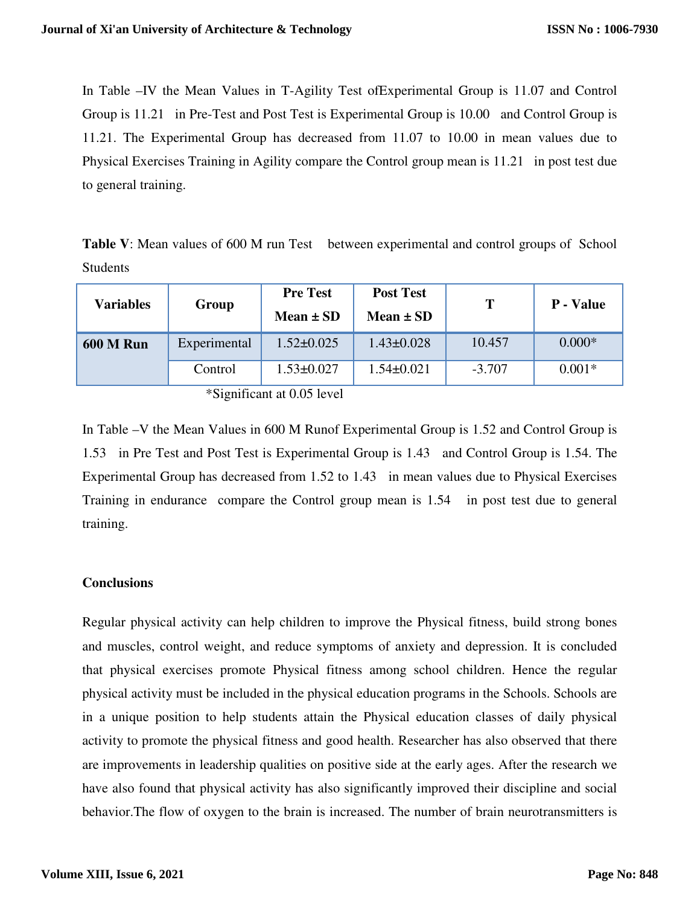In Table –IV the Mean Values in T-Agility Test ofExperimental Group is 11.07 and Control Group is 11.21 in Pre-Test and Post Test is Experimental Group is 10.00 and Control Group is 11.21. The Experimental Group has decreased from 11.07 to 10.00 in mean values due to Physical Exercises Training in Agility compare the Control group mean is 11.21 in post test due to general training.

**Table V**: Mean values of 600 M run Test between experimental and control groups of School Students

| Variables | Group | Pre Test Mean ± SD | Post Test Mean ± SD | T | P - Value |
|---|---|---|---|---|---|
| **600 M Run** | Experimental | 1.52±0.025 | 1.43±0.028 | 10.457 | 0.000* |
| | Control | 1.53±0.027 | 1.54±0.021 | -3.707 | 0.001* |

*Significant at 0.05 level

In Table –V the Mean Values in 600 M Runof Experimental Group is 1.52 and Control Group is 1.53 in Pre Test and Post Test is Experimental Group is 1.43 and Control Group is 1.54. The Experimental Group has decreased from 1.52 to 1.43 in mean values due to Physical Exercises Training in endurance compare the Control group mean is 1.54 in post test due to general training.

## Conclusions

Regular physical activity can help children to improve the Physical fitness, build strong bones and muscles, control weight, and reduce symptoms of anxiety and depression. It is concluded that physical exercises promote Physical fitness among school children. Hence the regular physical activity must be included in the physical education programs in the Schools. Schools are in a unique position to help students attain the Physical education classes of daily physical activity to promote the physical fitness and good health. Researcher has also observed that there are improvements in leadership qualities on positive side at the early ages. After the research we have also found that physical activity has also significantly improved their discipline and social behavior.The flow of oxygen to the brain is increased. The number of brain neurotransmitters is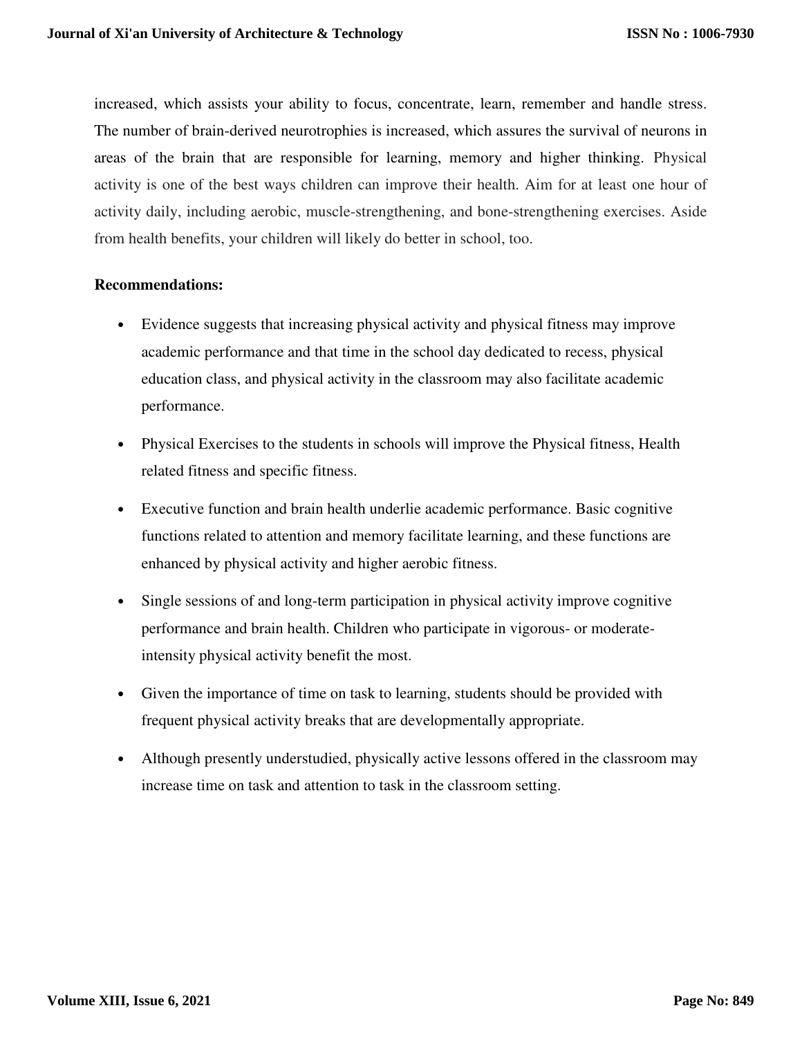increased, which assists your ability to focus, concentrate, learn, remember and handle stress. The number of brain-derived neurotrophies is increased, which assures the survival of neurons in areas of the brain that are responsible for learning, memory and higher thinking. Physical activity is one of the best ways children can improve their health. Aim for at least one hour of activity daily, including aerobic, muscle-strengthening, and bone-strengthening exercises. Aside from health benefits, your children will likely do better in school, too.

**Recommendations:**

- Evidence suggests that increasing physical activity and physical fitness may improve academic performance and that time in the school day dedicated to recess, physical education class, and physical activity in the classroom may also facilitate academic performance.
- Physical Exercises to the students in schools will improve the Physical fitness, Health related fitness and specific fitness.
- Executive function and brain health underlie academic performance. Basic cognitive functions related to attention and memory facilitate learning, and these functions are enhanced by physical activity and higher aerobic fitness.
- Single sessions of and long-term participation in physical activity improve cognitive performance and brain health. Children who participate in vigorous- or moderate-intensity physical activity benefit the most.
- Given the importance of time on task to learning, students should be provided with frequent physical activity breaks that are developmentally appropriate.
- Although presently understudied, physically active lessons offered in the classroom may increase time on task and attention to task in the classroom setting.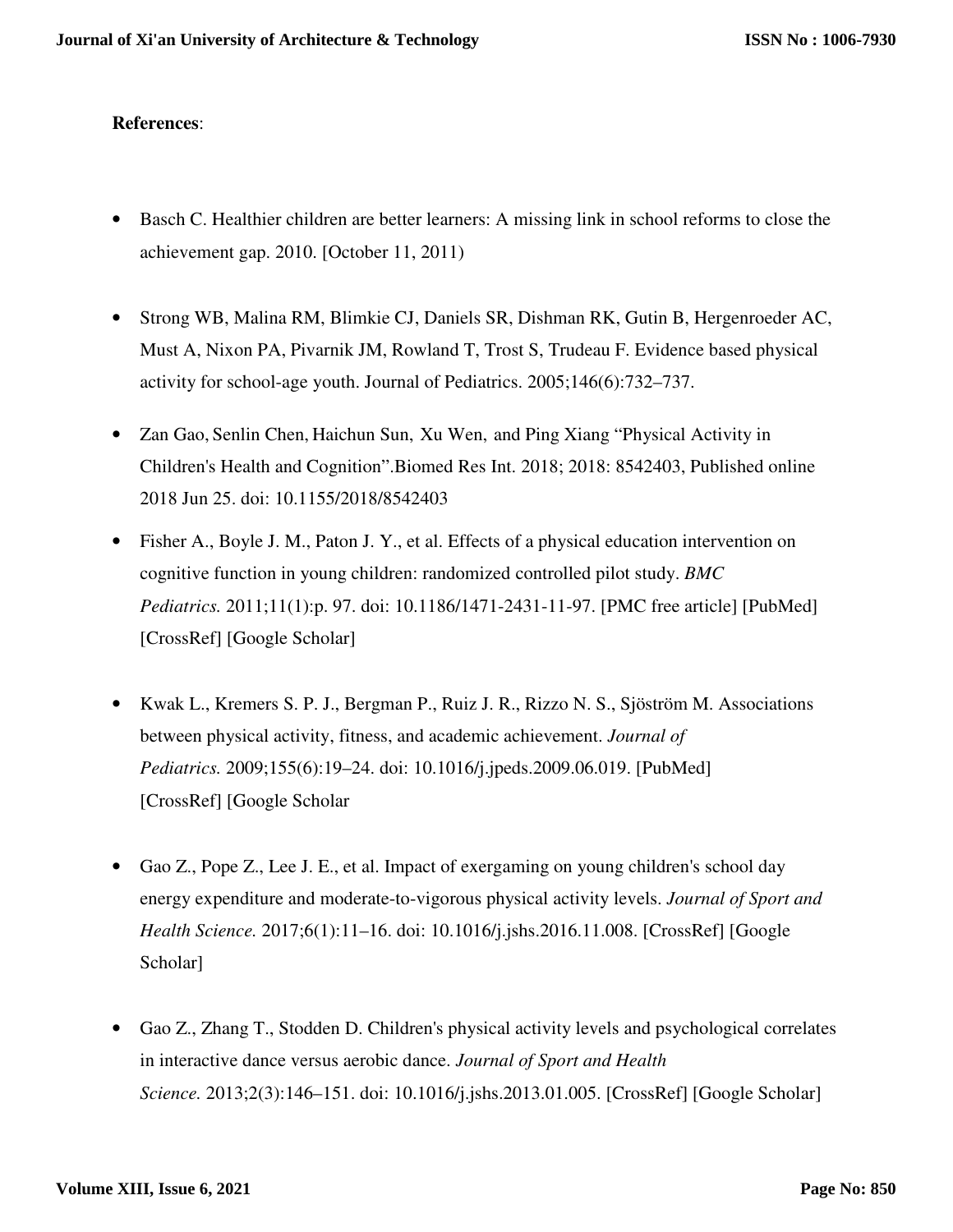**References**:

- Basch C. Healthier children are better learners: A missing link in school reforms to close the achievement gap. 2010. [October 11, 2011)

- Strong WB, Malina RM, Blimkie CJ, Daniels SR, Dishman RK, Gutin B, Hergenroeder AC, Must A, Nixon PA, Pivarnik JM, Rowland T, Trost S, Trudeau F. Evidence based physical activity for school-age youth. Journal of Pediatrics. 2005;146(6):732–737.

- Zan Gao, Senlin Chen, Haichun Sun, Xu Wen, and Ping Xiang "Physical Activity in Children's Health and Cognition".Biomed Res Int. 2018; 2018: 8542403, Published online 2018 Jun 25. doi: 10.1155/2018/8542403

- Fisher A., Boyle J. M., Paton J. Y., et al. Effects of a physical education intervention on cognitive function in young children: randomized controlled pilot study. *BMC Pediatrics.* 2011;11(1):p. 97. doi: 10.1186/1471-2431-11-97. [PMC free article] [PubMed] [CrossRef] [Google Scholar]

- Kwak L., Kremers S. P. J., Bergman P., Ruiz J. R., Rizzo N. S., Sjöström M. Associations between physical activity, fitness, and academic achievement. *Journal of Pediatrics.* 2009;155(6):19–24. doi: 10.1016/j.jpeds.2009.06.019. [PubMed] [CrossRef] [Google Scholar

- Gao Z., Pope Z., Lee J. E., et al. Impact of exergaming on young children's school day energy expenditure and moderate-to-vigorous physical activity levels. *Journal of Sport and Health Science.* 2017;6(1):11–16. doi: 10.1016/j.jshs.2016.11.008. [CrossRef] [Google Scholar]

- Gao Z., Zhang T., Stodden D. Children's physical activity levels and psychological correlates in interactive dance versus aerobic dance. *Journal of Sport and Health Science.* 2013;2(3):146–151. doi: 10.1016/j.jshs.2013.01.005. [CrossRef] [Google Scholar]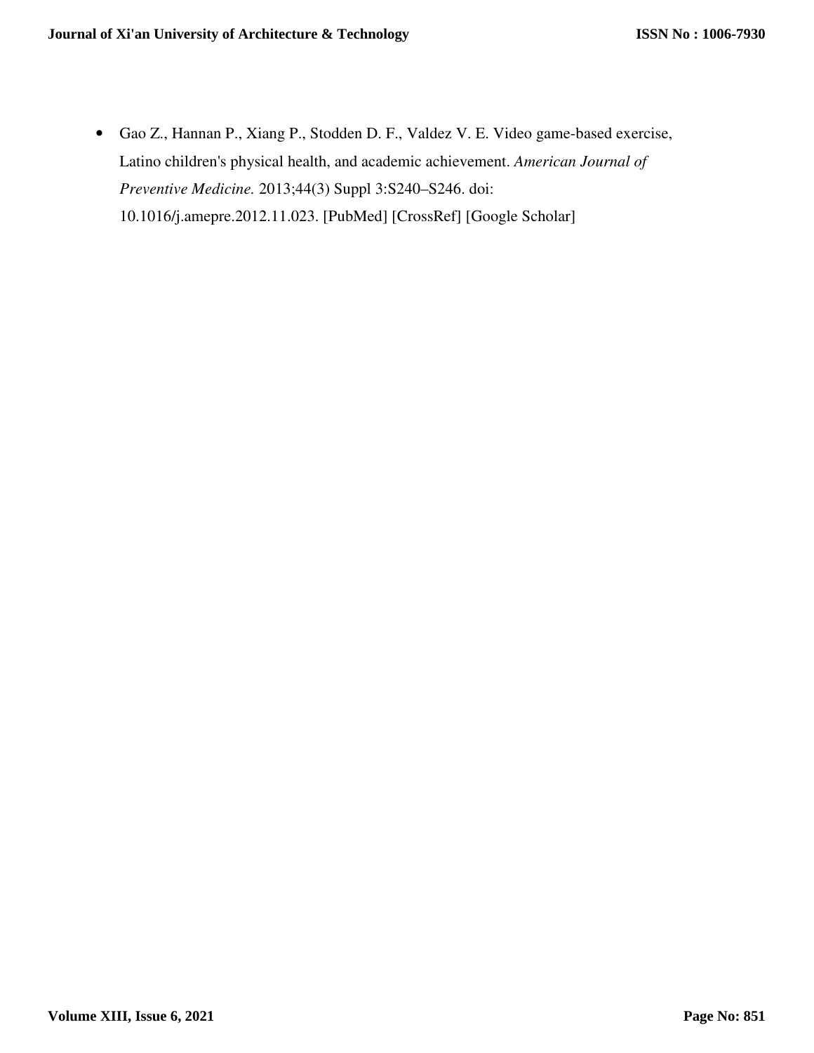- Gao Z., Hannan P., Xiang P., Stodden D. F., Valdez V. E. Video game-based exercise, Latino children's physical health, and academic achievement. *American Journal of Preventive Medicine.* 2013;44(3) Suppl 3:S240–S246. doi: 10.1016/j.amepre.2012.11.023. [PubMed] [CrossRef] [Google Scholar]